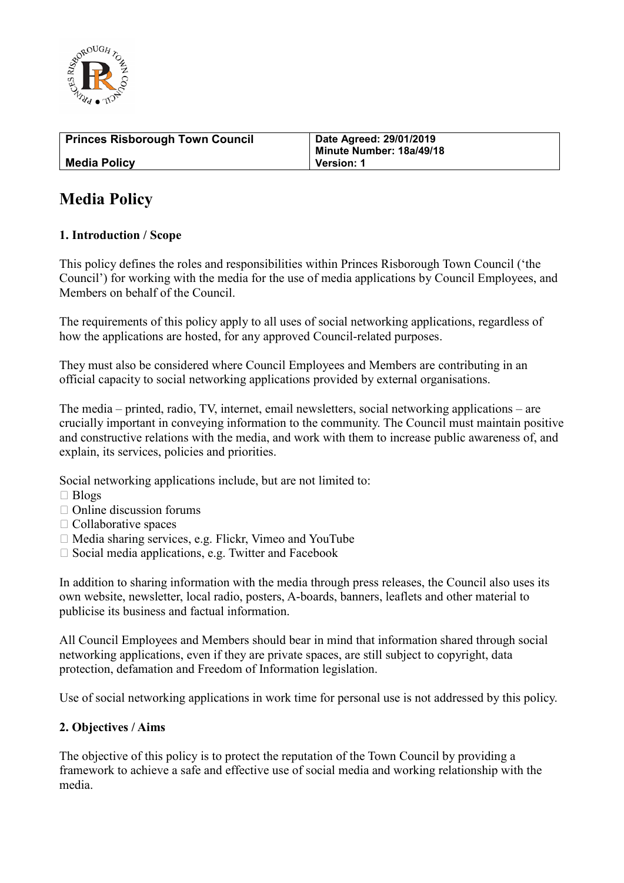| Princes Risborough Town Council<br><br>Media Policy | Date Agreed: 29/01/2019<br>Minute Number: 18a/49/18<br>Version: 1 |
|---|---|

# Media Policy

### 1. Introduction / Scope

This policy defines the roles and responsibilities within Princes Risborough Town Council ('the Council') for working with the media for the use of media applications by Council Employees, and Members on behalf of the Council.

The requirements of this policy apply to all uses of social networking applications, regardless of how the applications are hosted, for any approved Council-related purposes.

They must also be considered where Council Employees and Members are contributing in an official capacity to social networking applications provided by external organisations.

The media – printed, radio, TV, internet, email newsletters, social networking applications – are crucially important in conveying information to the community. The Council must maintain positive and constructive relations with the media, and work with them to increase public awareness of, and explain, its services, policies and priorities.

Social networking applications include, but are not limited to:

- Blogs
- Online discussion forums
- Collaborative spaces
- Media sharing services, e.g. Flickr, Vimeo and YouTube
- Social media applications, e.g. Twitter and Facebook

In addition to sharing information with the media through press releases, the Council also uses its own website, newsletter, local radio, posters, A-boards, banners, leaflets and other material to publicise its business and factual information.

All Council Employees and Members should bear in mind that information shared through social networking applications, even if they are private spaces, are still subject to copyright, data protection, defamation and Freedom of Information legislation.

Use of social networking applications in work time for personal use is not addressed by this policy.

### 2. Objectives / Aims

The objective of this policy is to protect the reputation of the Town Council by providing a framework to achieve a safe and effective use of social media and working relationship with the media.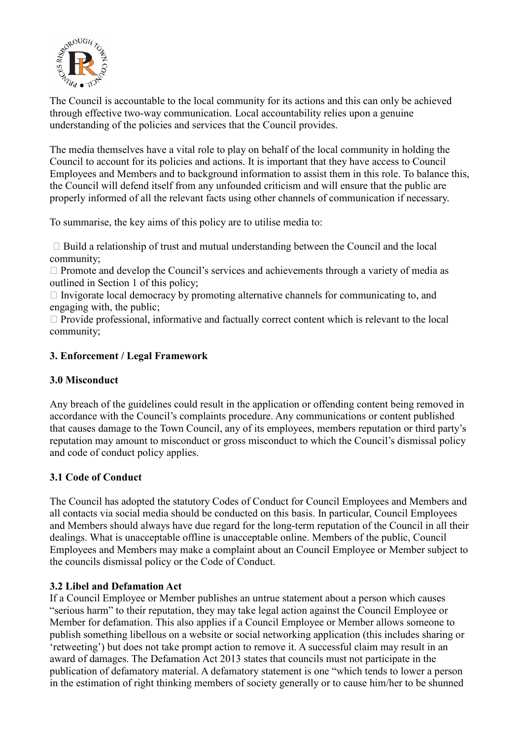The Council is accountable to the local community for its actions and this can only be achieved through effective two-way communication. Local accountability relies upon a genuine understanding of the policies and services that the Council provides.

The media themselves have a vital role to play on behalf of the local community in holding the Council to account for its policies and actions. It is important that they have access to Council Employees and Members and to background information to assist them in this role. To balance this, the Council will defend itself from any unfounded criticism and will ensure that the public are properly informed of all the relevant facts using other channels of communication if necessary.

To summarise, the key aims of this policy are to utilise media to:

- Build a relationship of trust and mutual understanding between the Council and the local community;
- Promote and develop the Council's services and achievements through a variety of media as outlined in Section 1 of this policy;
- Invigorate local democracy by promoting alternative channels for communicating to, and engaging with, the public;
- Provide professional, informative and factually correct content which is relevant to the local community;

## 3. Enforcement / Legal Framework

### 3.0 Misconduct

Any breach of the guidelines could result in the application or offending content being removed in accordance with the Council's complaints procedure. Any communications or content published that causes damage to the Town Council, any of its employees, members reputation or third party's reputation may amount to misconduct or gross misconduct to which the Council's dismissal policy and code of conduct policy applies.

### 3.1 Code of Conduct

The Council has adopted the statutory Codes of Conduct for Council Employees and Members and all contacts via social media should be conducted on this basis. In particular, Council Employees and Members should always have due regard for the long-term reputation of the Council in all their dealings. What is unacceptable offline is unacceptable online. Members of the public, Council Employees and Members may make a complaint about an Council Employee or Member subject to the councils dismissal policy or the Code of Conduct.

### 3.2 Libel and Defamation Act

If a Council Employee or Member publishes an untrue statement about a person which causes "serious harm" to their reputation, they may take legal action against the Council Employee or Member for defamation. This also applies if a Council Employee or Member allows someone to publish something libellous on a website or social networking application (this includes sharing or 'retweeting') but does not take prompt action to remove it. A successful claim may result in an award of damages. The Defamation Act 2013 states that councils must not participate in the publication of defamatory material. A defamatory statement is one "which tends to lower a person in the estimation of right thinking members of society generally or to cause him/her to be shunned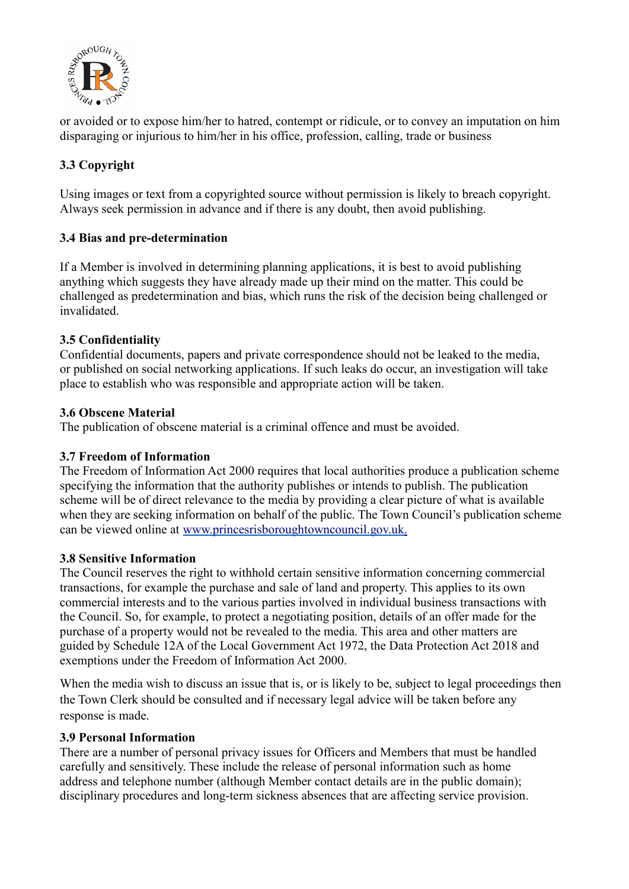or avoided or to expose him/her to hatred, contempt or ridicule, or to convey an imputation on him disparaging or injurious to him/her in his office, profession, calling, trade or business

### 3.3 Copyright

Using images or text from a copyrighted source without permission is likely to breach copyright. Always seek permission in advance and if there is any doubt, then avoid publishing.

### 3.4 Bias and pre-determination

If a Member is involved in determining planning applications, it is best to avoid publishing anything which suggests they have already made up their mind on the matter. This could be challenged as predetermination and bias, which runs the risk of the decision being challenged or invalidated.

### 3.5 Confidentiality

Confidential documents, papers and private correspondence should not be leaked to the media, or published on social networking applications. If such leaks do occur, an investigation will take place to establish who was responsible and appropriate action will be taken.

### 3.6 Obscene Material

The publication of obscene material is a criminal offence and must be avoided.

### 3.7 Freedom of Information

The Freedom of Information Act 2000 requires that local authorities produce a publication scheme specifying the information that the authority publishes or intends to publish. The publication scheme will be of direct relevance to the media by providing a clear picture of what is available when they are seeking information on behalf of the public. The Town Council's publication scheme can be viewed online at www.princesrisboroughtowncouncil.gov.uk.

### 3.8 Sensitive Information

The Council reserves the right to withhold certain sensitive information concerning commercial transactions, for example the purchase and sale of land and property. This applies to its own commercial interests and to the various parties involved in individual business transactions with the Council. So, for example, to protect a negotiating position, details of an offer made for the purchase of a property would not be revealed to the media. This area and other matters are guided by Schedule 12A of the Local Government Act 1972, the Data Protection Act 2018 and exemptions under the Freedom of Information Act 2000.

When the media wish to discuss an issue that is, or is likely to be, subject to legal proceedings then the Town Clerk should be consulted and if necessary legal advice will be taken before any response is made.

### 3.9 Personal Information

There are a number of personal privacy issues for Officers and Members that must be handled carefully and sensitively. These include the release of personal information such as home address and telephone number (although Member contact details are in the public domain); disciplinary procedures and long-term sickness absences that are affecting service provision.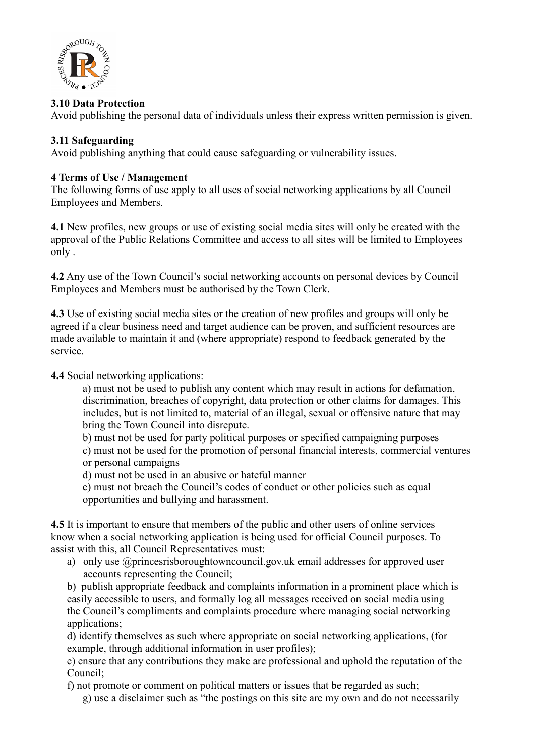**3.10 Data Protection**

Avoid publishing the personal data of individuals unless their express written permission is given.

**3.11 Safeguarding**

Avoid publishing anything that could cause safeguarding or vulnerability issues.

**4 Terms of Use / Management**

The following forms of use apply to all uses of social networking applications by all Council Employees and Members.

**4.1** New profiles, new groups or use of existing social media sites will only be created with the approval of the Public Relations Committee and access to all sites will be limited to Employees only .

**4.2** Any use of the Town Council's social networking accounts on personal devices by Council Employees and Members must be authorised by the Town Clerk.

**4.3** Use of existing social media sites or the creation of new profiles and groups will only be agreed if a clear business need and target audience can be proven, and sufficient resources are made available to maintain it and (where appropriate) respond to feedback generated by the service.

**4.4** Social networking applications:

a) must not be used to publish any content which may result in actions for defamation, discrimination, breaches of copyright, data protection or other claims for damages. This includes, but is not limited to, material of an illegal, sexual or offensive nature that may bring the Town Council into disrepute.

b) must not be used for party political purposes or specified campaigning purposes

c) must not be used for the promotion of personal financial interests, commercial ventures or personal campaigns

d) must not be used in an abusive or hateful manner

e) must not breach the Council's codes of conduct or other policies such as equal opportunities and bullying and harassment.

**4.5** It is important to ensure that members of the public and other users of online services know when a social networking application is being used for official Council purposes. To assist with this, all Council Representatives must:

a) only use @princesrisboroughtowncouncil.gov.uk email addresses for approved user accounts representing the Council;

b) publish appropriate feedback and complaints information in a prominent place which is easily accessible to users, and formally log all messages received on social media using the Council's compliments and complaints procedure where managing social networking applications;

d) identify themselves as such where appropriate on social networking applications, (for example, through additional information in user profiles);

e) ensure that any contributions they make are professional and uphold the reputation of the Council;

f) not promote or comment on political matters or issues that be regarded as such;

g) use a disclaimer such as "the postings on this site are my own and do not necessarily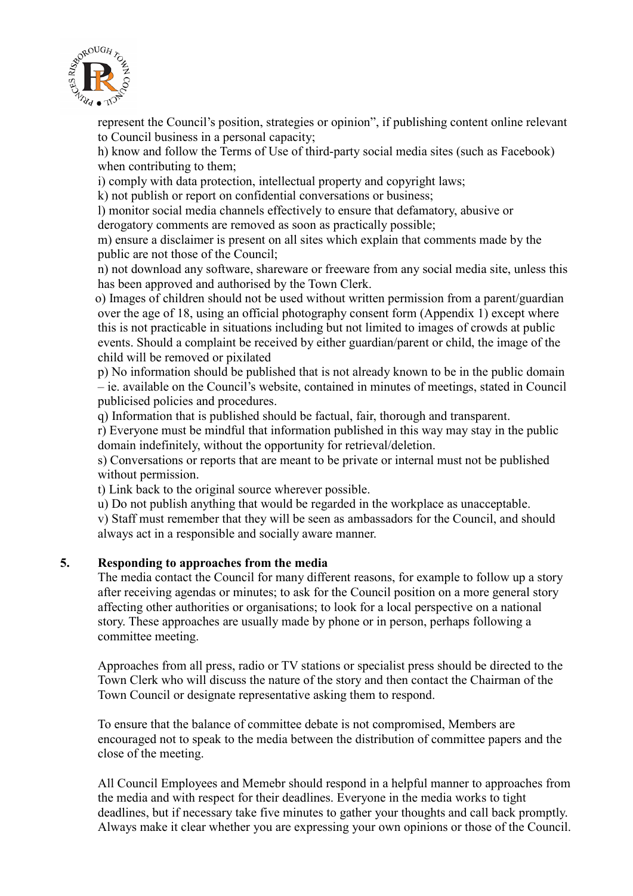represent the Council's position, strategies or opinion", if publishing content online relevant to Council business in a personal capacity;

h) know and follow the Terms of Use of third-party social media sites (such as Facebook) when contributing to them;

i) comply with data protection, intellectual property and copyright laws;

k) not publish or report on confidential conversations or business;

l) monitor social media channels effectively to ensure that defamatory, abusive or derogatory comments are removed as soon as practically possible;

m) ensure a disclaimer is present on all sites which explain that comments made by the public are not those of the Council;

n) not download any software, shareware or freeware from any social media site, unless this has been approved and authorised by the Town Clerk.

o) Images of children should not be used without written permission from a parent/guardian over the age of 18, using an official photography consent form (Appendix 1) except where this is not practicable in situations including but not limited to images of crowds at public events. Should a complaint be received by either guardian/parent or child, the image of the child will be removed or pixilated

p) No information should be published that is not already known to be in the public domain – ie. available on the Council's website, contained in minutes of meetings, stated in Council publicised policies and procedures.

q) Information that is published should be factual, fair, thorough and transparent.

r) Everyone must be mindful that information published in this way may stay in the public domain indefinitely, without the opportunity for retrieval/deletion.

s) Conversations or reports that are meant to be private or internal must not be published without permission.

t) Link back to the original source wherever possible.

u) Do not publish anything that would be regarded in the workplace as unacceptable.

v) Staff must remember that they will be seen as ambassadors for the Council, and should always act in a responsible and socially aware manner.

## 5. Responding to approaches from the media

The media contact the Council for many different reasons, for example to follow up a story after receiving agendas or minutes; to ask for the Council position on a more general story affecting other authorities or organisations; to look for a local perspective on a national story. These approaches are usually made by phone or in person, perhaps following a committee meeting.

Approaches from all press, radio or TV stations or specialist press should be directed to the Town Clerk who will discuss the nature of the story and then contact the Chairman of the Town Council or designate representative asking them to respond.

To ensure that the balance of committee debate is not compromised, Members are encouraged not to speak to the media between the distribution of committee papers and the close of the meeting.

All Council Employees and Memebr should respond in a helpful manner to approaches from the media and with respect for their deadlines. Everyone in the media works to tight deadlines, but if necessary take five minutes to gather your thoughts and call back promptly. Always make it clear whether you are expressing your own opinions or those of the Council.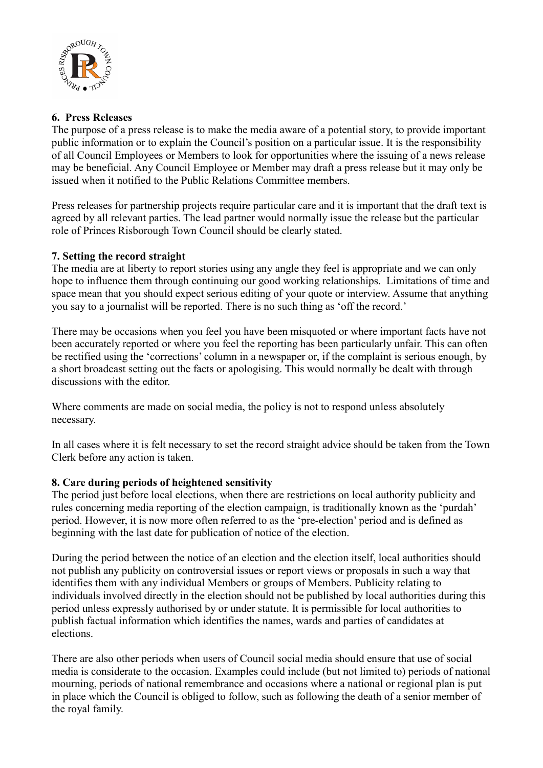## 6. Press Releases

The purpose of a press release is to make the media aware of a potential story, to provide important public information or to explain the Council's position on a particular issue. It is the responsibility of all Council Employees or Members to look for opportunities where the issuing of a news release may be beneficial. Any Council Employee or Member may draft a press release but it may only be issued when it notified to the Public Relations Committee members.

Press releases for partnership projects require particular care and it is important that the draft text is agreed by all relevant parties. The lead partner would normally issue the release but the particular role of Princes Risborough Town Council should be clearly stated.

## 7. Setting the record straight

The media are at liberty to report stories using any angle they feel is appropriate and we can only hope to influence them through continuing our good working relationships. Limitations of time and space mean that you should expect serious editing of your quote or interview. Assume that anything you say to a journalist will be reported. There is no such thing as 'off the record.'

There may be occasions when you feel you have been misquoted or where important facts have not been accurately reported or where you feel the reporting has been particularly unfair. This can often be rectified using the 'corrections' column in a newspaper or, if the complaint is serious enough, by a short broadcast setting out the facts or apologising. This would normally be dealt with through discussions with the editor.

Where comments are made on social media, the policy is not to respond unless absolutely necessary.

In all cases where it is felt necessary to set the record straight advice should be taken from the Town Clerk before any action is taken.

## 8. Care during periods of heightened sensitivity

The period just before local elections, when there are restrictions on local authority publicity and rules concerning media reporting of the election campaign, is traditionally known as the 'purdah' period. However, it is now more often referred to as the 'pre-election' period and is defined as beginning with the last date for publication of notice of the election.

During the period between the notice of an election and the election itself, local authorities should not publish any publicity on controversial issues or report views or proposals in such a way that identifies them with any individual Members or groups of Members. Publicity relating to individuals involved directly in the election should not be published by local authorities during this period unless expressly authorised by or under statute. It is permissible for local authorities to publish factual information which identifies the names, wards and parties of candidates at elections.

There are also other periods when users of Council social media should ensure that use of social media is considerate to the occasion. Examples could include (but not limited to) periods of national mourning, periods of national remembrance and occasions where a national or regional plan is put in place which the Council is obliged to follow, such as following the death of a senior member of the royal family.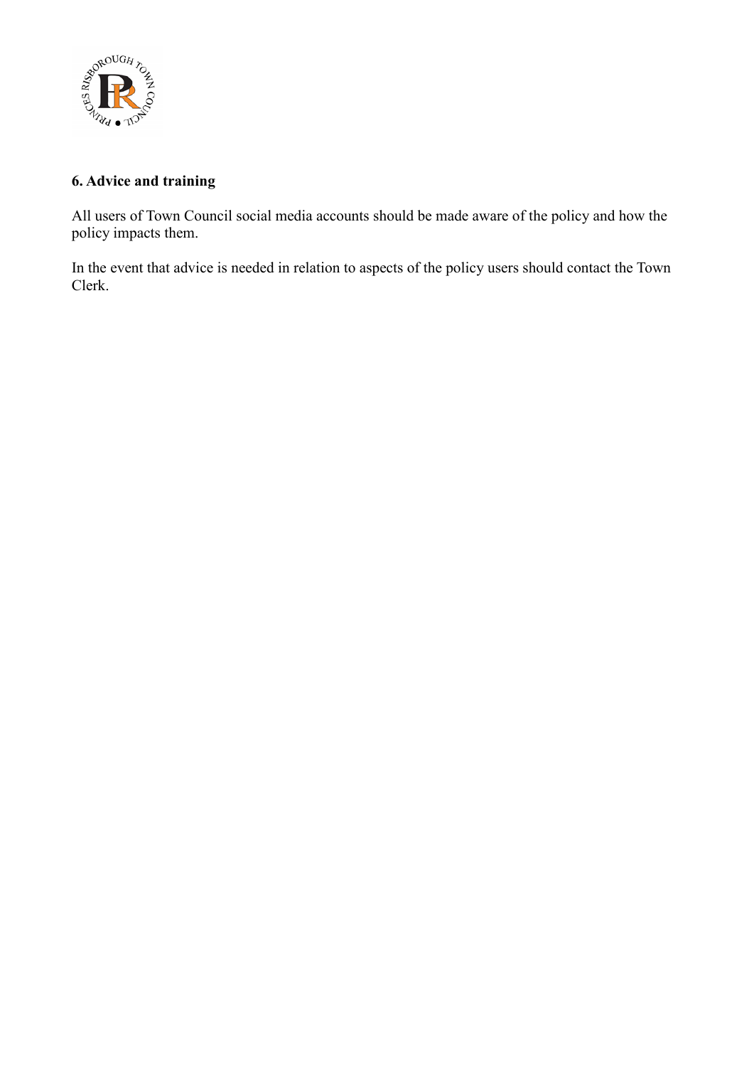## 6. Advice and training

All users of Town Council social media accounts should be made aware of the policy and how the policy impacts them.

In the event that advice is needed in relation to aspects of the policy users should contact the Town Clerk.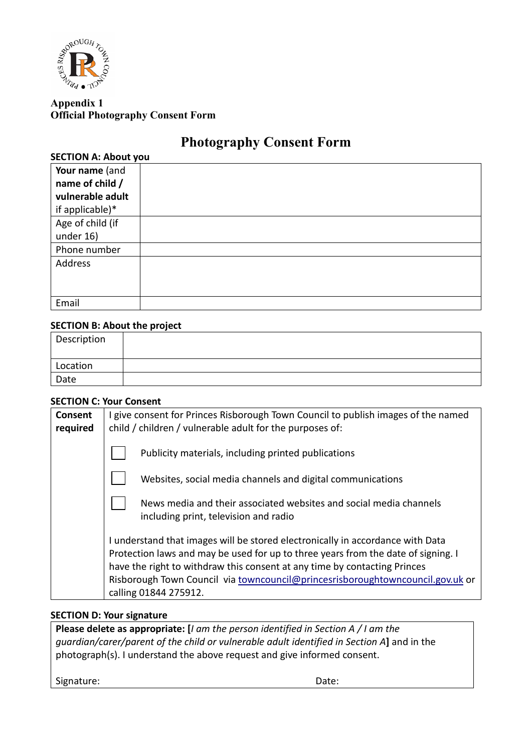**Appendix 1**
**Official Photography Consent Form**

# Photography Consent Form

**SECTION A: About you**

| | |
|---|---|
| **Your name** (and **name of child / vulnerable adult** if applicable)* | |
| Age of child (if under 16) | |
| Phone number | |
| Address | |
| Email | |

**SECTION B: About the project**

| | |
|---|---|
| Description | |
| Location | |
| Date | |

**SECTION C: Your Consent**

| | |
|---|---|
| **Consent required** | I give consent for Princes Risborough Town Council to publish images of the named child / children / vulnerable adult for the purposes of:<br><br>☐ Publicity materials, including printed publications<br><br>☐ Websites, social media channels and digital communications<br><br>☐ News media and their associated websites and social media channels including print, television and radio<br><br>I understand that images will be stored electronically in accordance with Data Protection laws and may be used for up to three years from the date of signing. I have the right to withdraw this consent at any time by contacting Princes Risborough Town Council via towncouncil@princesrisboroughtowncouncil.gov.uk or calling 01844 275912. |

**SECTION D: Your signature**

**Please delete as appropriate: [***I am the person identified in Section A / I am the guardian/carer/parent of the child or vulnerable adult identified in Section A***]** and in the photograph(s). I understand the above request and give informed consent.

Signature: Date: